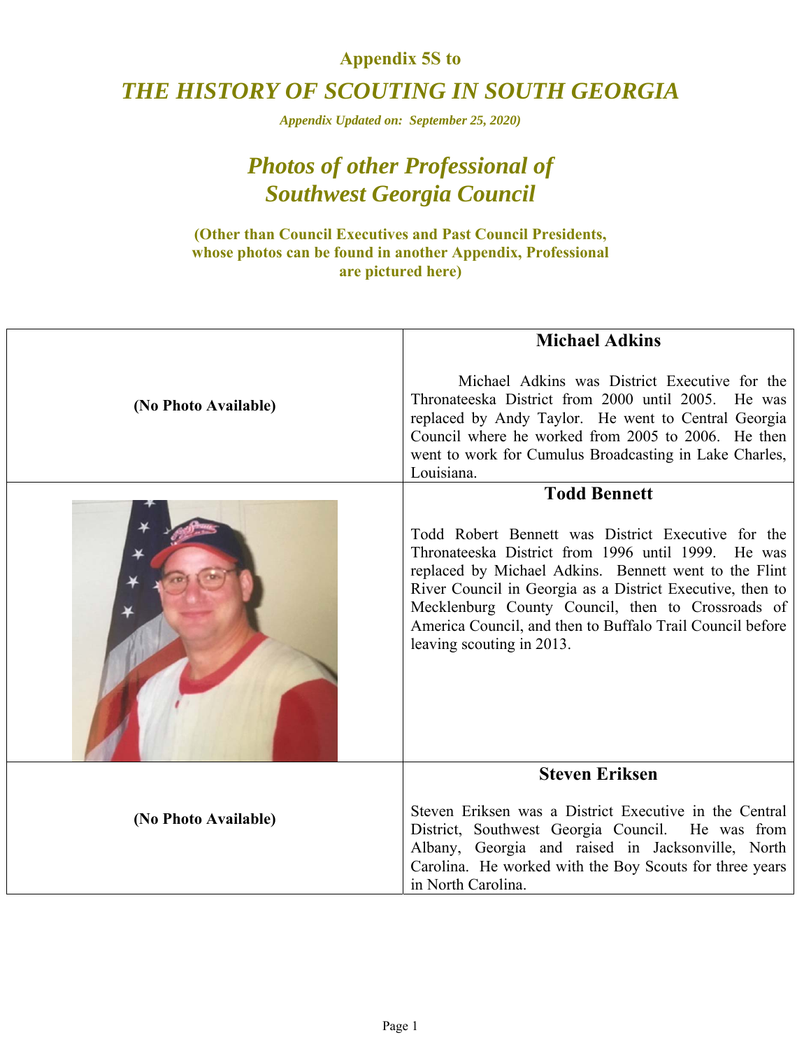### Appendix 5S to

# *THE HISTORY OF SCOUTING IN SOUTH GEORGIA*

***Appendix Updated on: September 25, 2020)***

## *Photos of other Professional of Southwest Georgia Council*

**(Other than Council Executives and Past Council Presidents, whose photos can be found in another Appendix, Professional are pictured here)**

| | |
|---|---|
| **(No Photo Available)** | **Michael Adkins**<br><br>Michael Adkins was District Executive for the Thronateeska District from 2000 until 2005. He was replaced by Andy Taylor. He went to Central Georgia Council where he worked from 2005 to 2006. He then went to work for Cumulus Broadcasting in Lake Charles, Louisiana. |
| | **Todd Bennett**<br><br>Todd Robert Bennett was District Executive for the Thronateeska District from 1996 until 1999. He was replaced by Michael Adkins. Bennett went to the Flint River Council in Georgia as a District Executive, then to Mecklenburg County Council, then to Crossroads of America Council, and then to Buffalo Trail Council before leaving scouting in 2013. |
| **(No Photo Available)** | **Steven Eriksen**<br><br>Steven Eriksen was a District Executive in the Central District, Southwest Georgia Council. He was from Albany, Georgia and raised in Jacksonville, North Carolina. He worked with the Boy Scouts for three years in North Carolina. |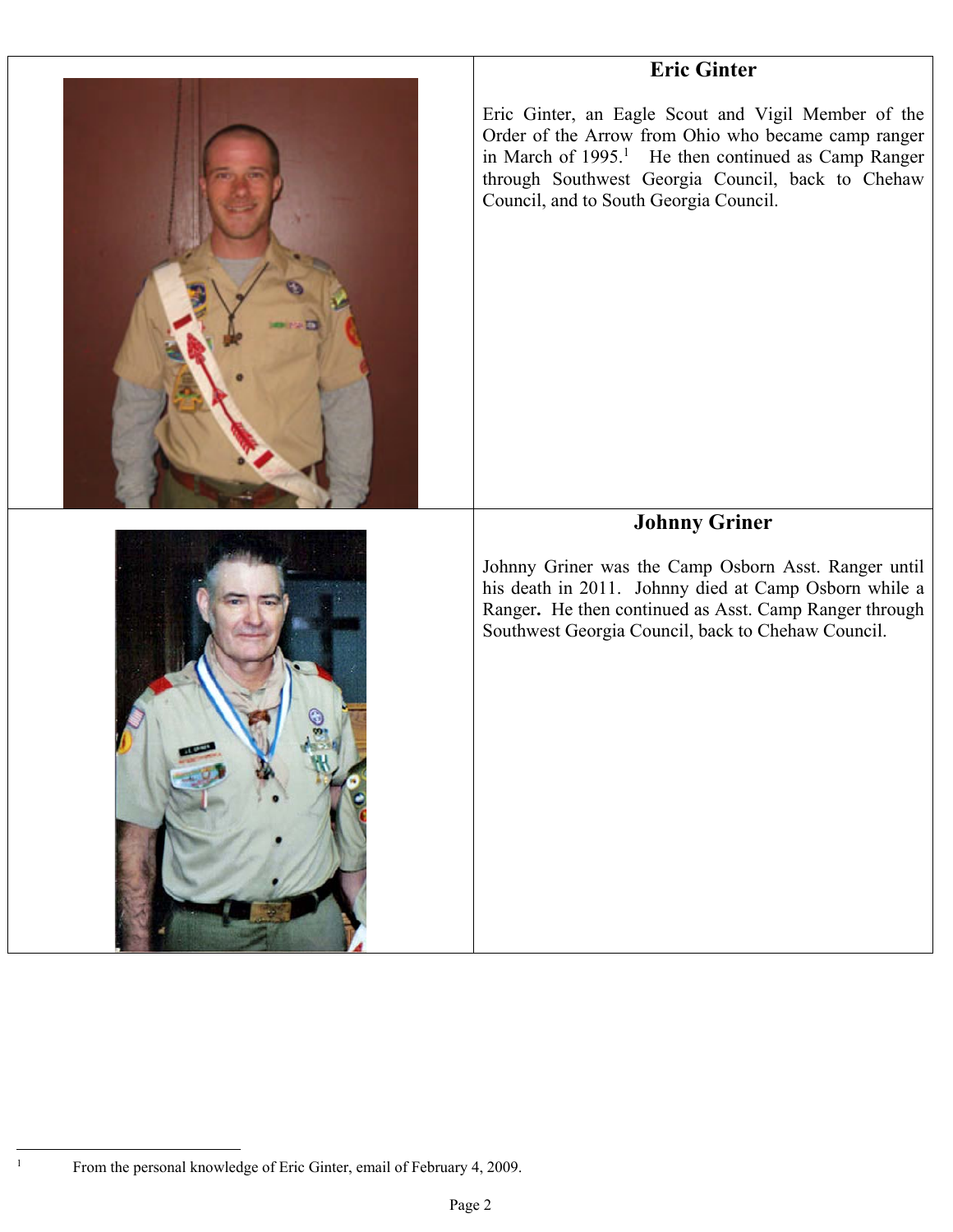## Eric Ginter

Eric Ginter, an Eagle Scout and Vigil Member of the Order of the Arrow from Ohio who became camp ranger in March of 1995.[1] He then continued as Camp Ranger through Southwest Georgia Council, back to Chehaw Council, and to South Georgia Council.

## Johnny Griner

Johnny Griner was the Camp Osborn Asst. Ranger until his death in 2011. Johnny died at Camp Osborn while a Ranger**.** He then continued as Asst. Camp Ranger through Southwest Georgia Council, back to Chehaw Council.

---

[1] From the personal knowledge of Eric Ginter, email of February 4, 2009.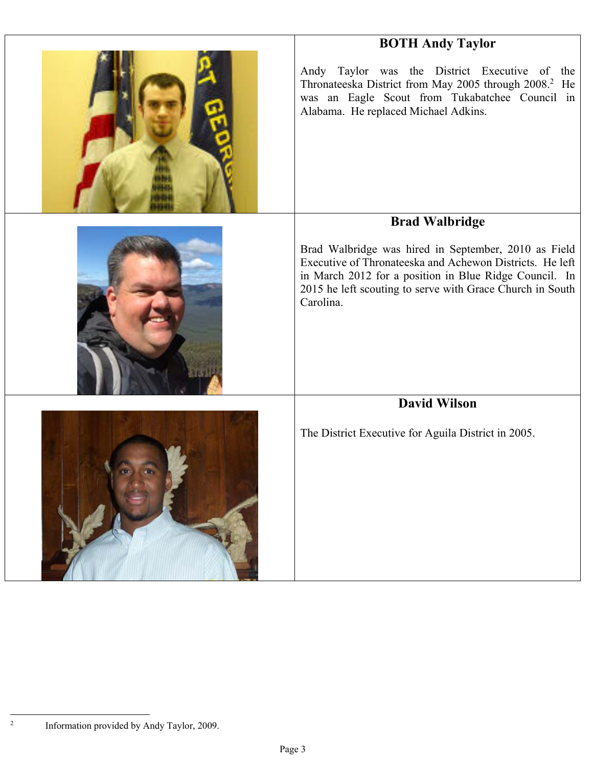### BOTH Andy Taylor

Andy Taylor was the District Executive of the Thronateeska District from May 2005 through 2008.[2] He was an Eagle Scout from Tukabatchee Council in Alabama. He replaced Michael Adkins.

### Brad Walbridge

Brad Walbridge was hired in September, 2010 as Field Executive of Thronateeska and Achewon Districts. He left in March 2012 for a position in Blue Ridge Council. In 2015 he left scouting to serve with Grace Church in South Carolina.

### David Wilson

The District Executive for Aguila District in 2005.

---

[2] Information provided by Andy Taylor, 2009.